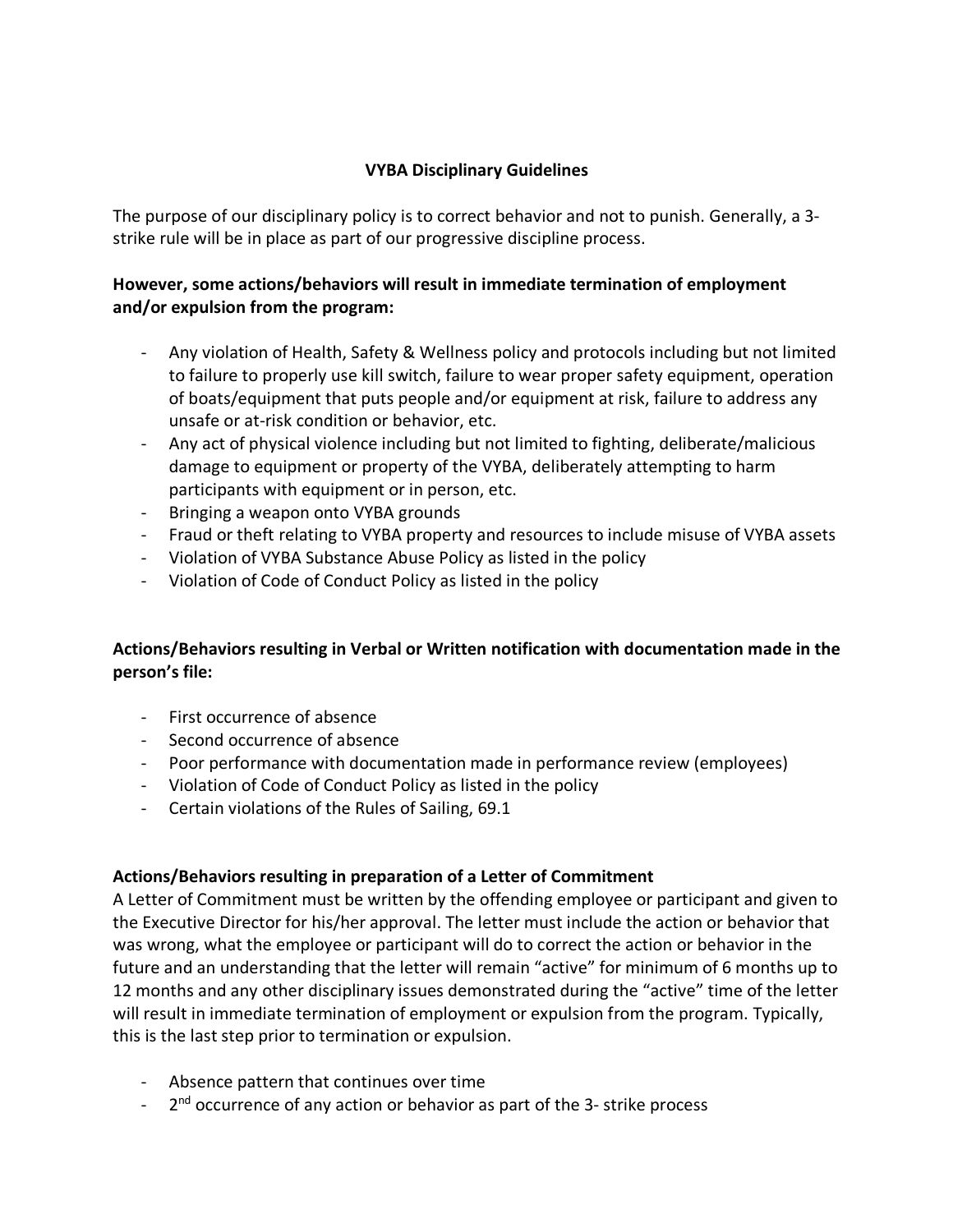# VYBA Disciplinary Guidelines

The purpose of our disciplinary policy is to correct behavior and not to punish. Generally, a 3-strike rule will be in place as part of our progressive discipline process.

**However, some actions/behaviors will result in immediate termination of employment and/or expulsion from the program:**

- Any violation of Health, Safety & Wellness policy and protocols including but not limited to failure to properly use kill switch, failure to wear proper safety equipment, operation of boats/equipment that puts people and/or equipment at risk, failure to address any unsafe or at-risk condition or behavior, etc.
- Any act of physical violence including but not limited to fighting, deliberate/malicious damage to equipment or property of the VYBA, deliberately attempting to harm participants with equipment or in person, etc.
- Bringing a weapon onto VYBA grounds
- Fraud or theft relating to VYBA property and resources to include misuse of VYBA assets
- Violation of VYBA Substance Abuse Policy as listed in the policy
- Violation of Code of Conduct Policy as listed in the policy

**Actions/Behaviors resulting in Verbal or Written notification with documentation made in the person's file:**

- First occurrence of absence
- Second occurrence of absence
- Poor performance with documentation made in performance review (employees)
- Violation of Code of Conduct Policy as listed in the policy
- Certain violations of the Rules of Sailing, 69.1

**Actions/Behaviors resulting in preparation of a Letter of Commitment**

A Letter of Commitment must be written by the offending employee or participant and given to the Executive Director for his/her approval. The letter must include the action or behavior that was wrong, what the employee or participant will do to correct the action or behavior in the future and an understanding that the letter will remain "active" for minimum of 6 months up to 12 months and any other disciplinary issues demonstrated during the "active" time of the letter will result in immediate termination of employment or expulsion from the program. Typically, this is the last step prior to termination or expulsion.

- Absence pattern that continues over time
- 2nd occurrence of any action or behavior as part of the 3- strike process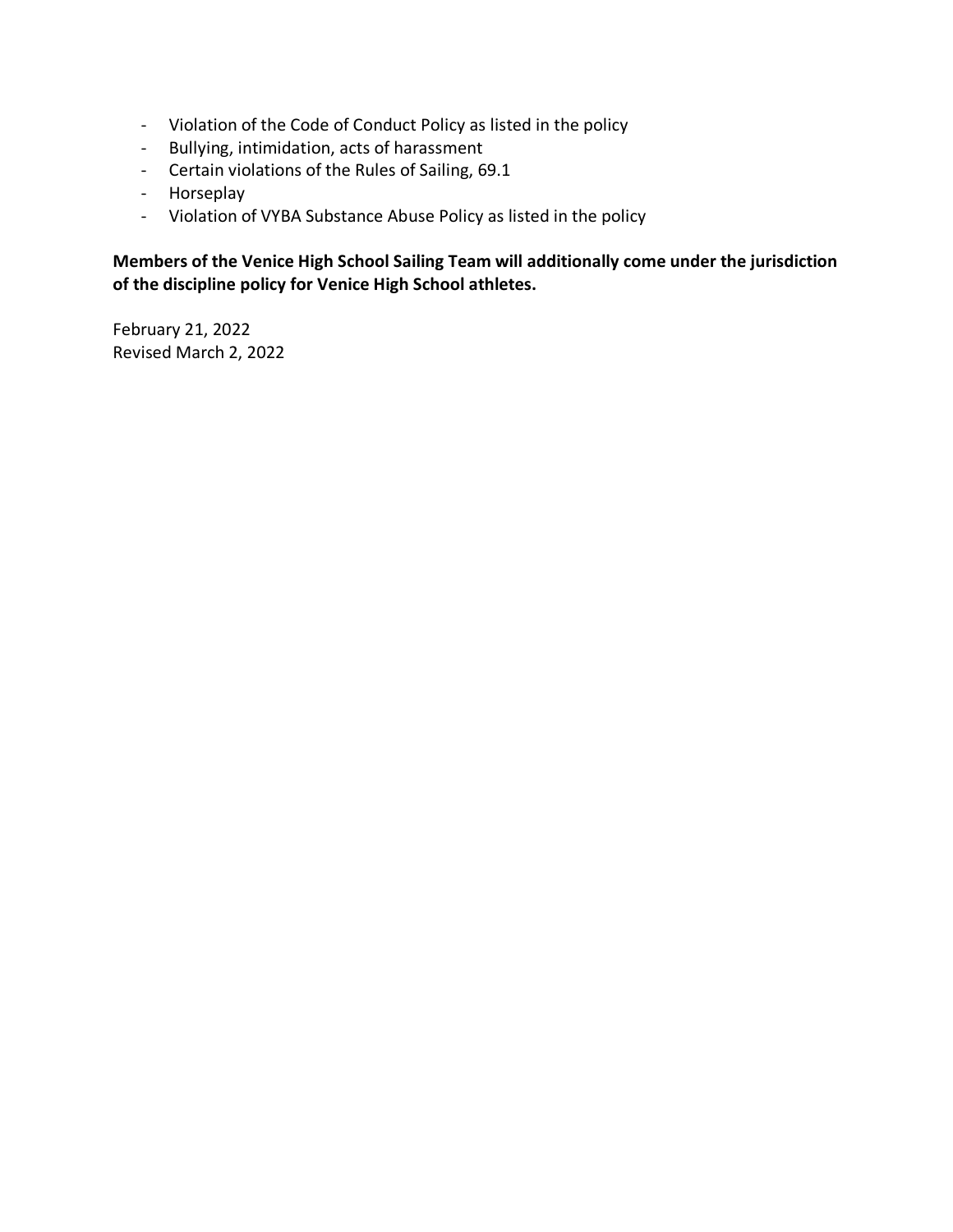- Violation of the Code of Conduct Policy as listed in the policy
- Bullying, intimidation, acts of harassment
- Certain violations of the Rules of Sailing, 69.1
- Horseplay
- Violation of VYBA Substance Abuse Policy as listed in the policy

**Members of the Venice High School Sailing Team will additionally come under the jurisdiction of the discipline policy for Venice High School athletes.**

February 21, 2022
Revised March 2, 2022